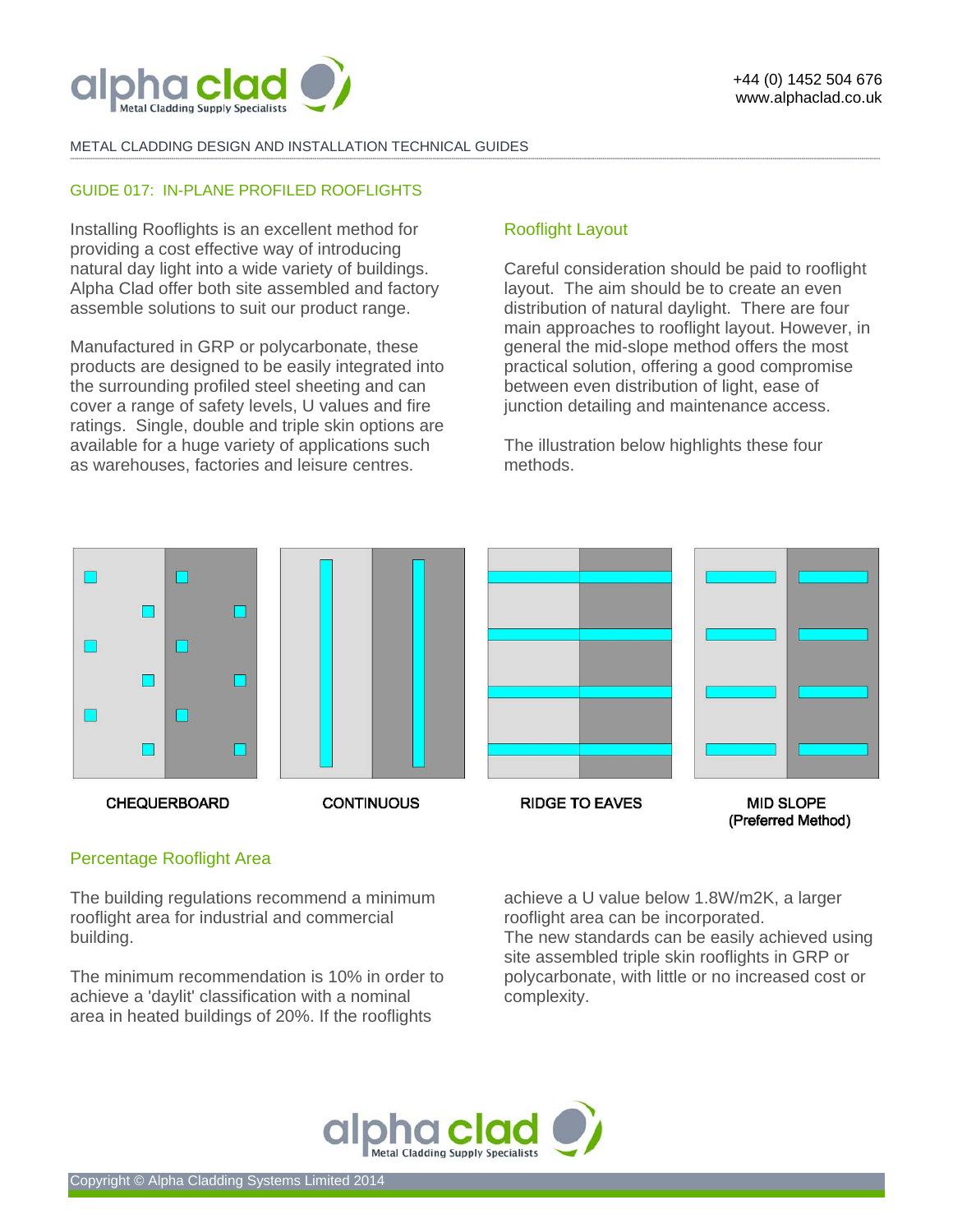METAL CLADDING DESIGN AND INSTALLATION TECHNICAL GUIDES

## GUIDE 017: IN-PLANE PROFILED ROOFLIGHTS

Installing Rooflights is an excellent method for providing a cost effective way of introducing natural day light into a wide variety of buildings. Alpha Clad offer both site assembled and factory assemble solutions to suit our product range.

Manufactured in GRP or polycarbonate, these products are designed to be easily integrated into the surrounding profiled steel sheeting and can cover a range of safety levels, U values and fire ratings. Single, double and triple skin options are available for a huge variety of applications such as warehouses, factories and leisure centres.

### Rooflight Layout

Careful consideration should be paid to rooflight layout. The aim should be to create an even distribution of natural daylight. There are four main approaches to rooflight layout. However, in general the mid-slope method offers the most practical solution, offering a good compromise between even distribution of light, ease of junction detailing and maintenance access.

The illustration below highlights these four methods.

CHEQUERBOARD CONTINUOUS RIDGE TO EAVES MID SLOPE (Preferred Method)

### Percentage Rooflight Area

The building regulations recommend a minimum rooflight area for industrial and commercial building.

The minimum recommendation is 10% in order to achieve a 'daylit' classification with a nominal area in heated buildings of 20%. If the rooflights achieve a U value below 1.8W/m2K, a larger rooflight area can be incorporated.
The new standards can be easily achieved using site assembled triple skin rooflights in GRP or polycarbonate, with little or no increased cost or complexity.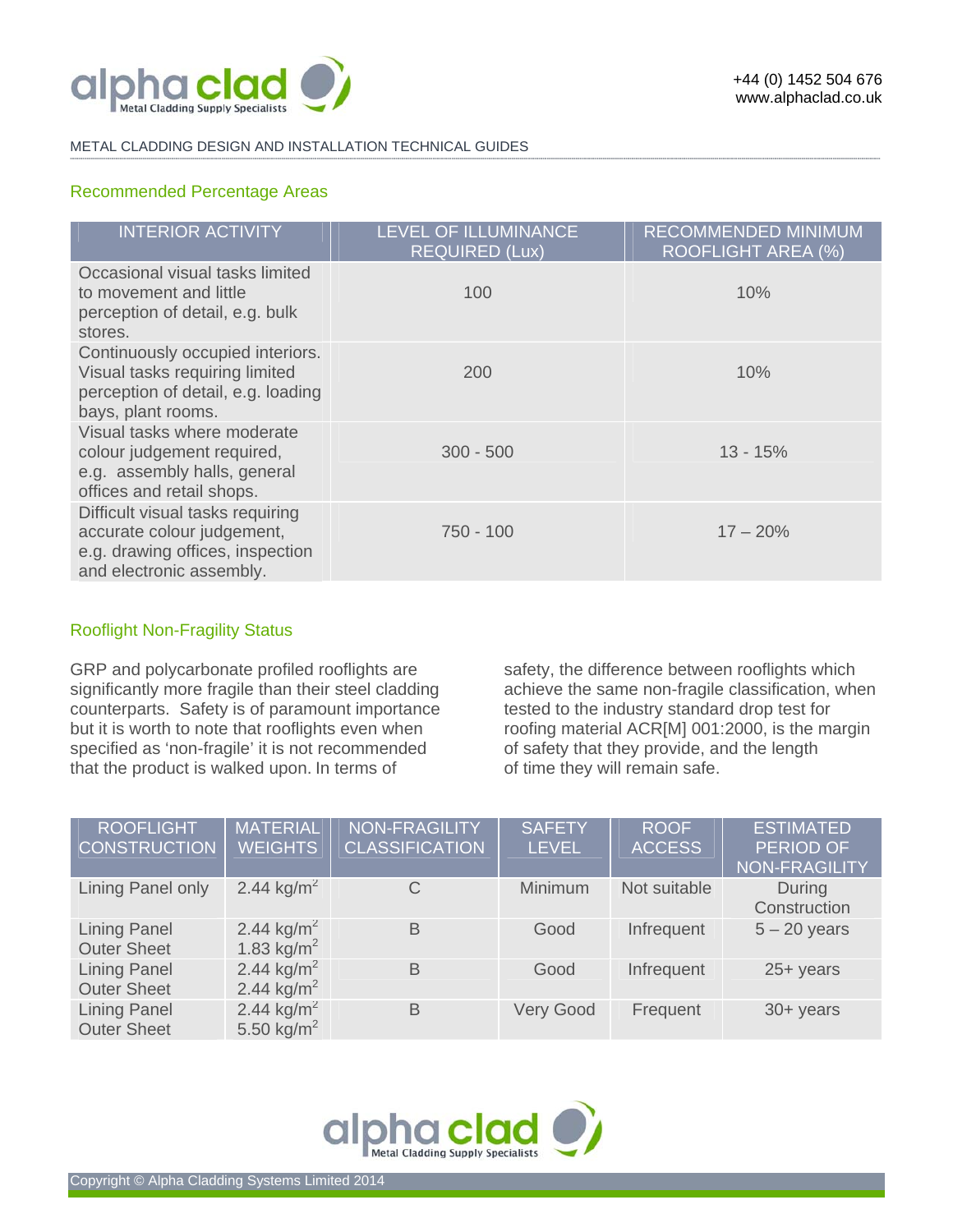METAL CLADDING DESIGN AND INSTALLATION TECHNICAL GUIDES

## Recommended Percentage Areas

| INTERIOR ACTIVITY | LEVEL OF ILLUMINANCE REQUIRED (Lux) | RECOMMENDED MINIMUM ROOFLIGHT AREA (%) |
|---|---|---|
| Occasional visual tasks limited to movement and little perception of detail, e.g. bulk stores. | 100 | 10% |
| Continuously occupied interiors. Visual tasks requiring limited perception of detail, e.g. loading bays, plant rooms. | 200 | 10% |
| Visual tasks where moderate colour judgement required, e.g. assembly halls, general offices and retail shops. | 300 - 500 | 13 - 15% |
| Difficult visual tasks requiring accurate colour judgement, e.g. drawing offices, inspection and electronic assembly. | 750 - 100 | 17 – 20% |

## Rooflight Non-Fragility Status

GRP and polycarbonate profiled rooflights are significantly more fragile than their steel cladding counterparts. Safety is of paramount importance but it is worth to note that rooflights even when specified as 'non-fragile' it is not recommended that the product is walked upon. In terms of safety, the difference between rooflights which achieve the same non-fragile classification, when tested to the industry standard drop test for roofing material ACR[M] 001:2000, is the margin of safety that they provide, and the length of time they will remain safe.

| ROOFLIGHT CONSTRUCTION | MATERIAL WEIGHTS | NON-FRAGILITY CLASSIFICATION | SAFETY LEVEL | ROOF ACCESS | ESTIMATED PERIOD OF NON-FRAGILITY |
|---|---|---|---|---|---|
| Lining Panel only | 2.44 kg/m$^2$ | C | Minimum | Not suitable | During Construction |
| Lining Panel<br>Outer Sheet | 2.44 kg/m$^2$<br>1.83 kg/m$^2$ | B | Good | Infrequent | 5 – 20 years |
| Lining Panel<br>Outer Sheet | 2.44 kg/m$^2$<br>2.44 kg/m$^2$ | B | Good | Infrequent | 25+ years |
| Lining Panel<br>Outer Sheet | 2.44 kg/m$^2$<br>5.50 kg/m$^2$ | B | Very Good | Frequent | 30+ years |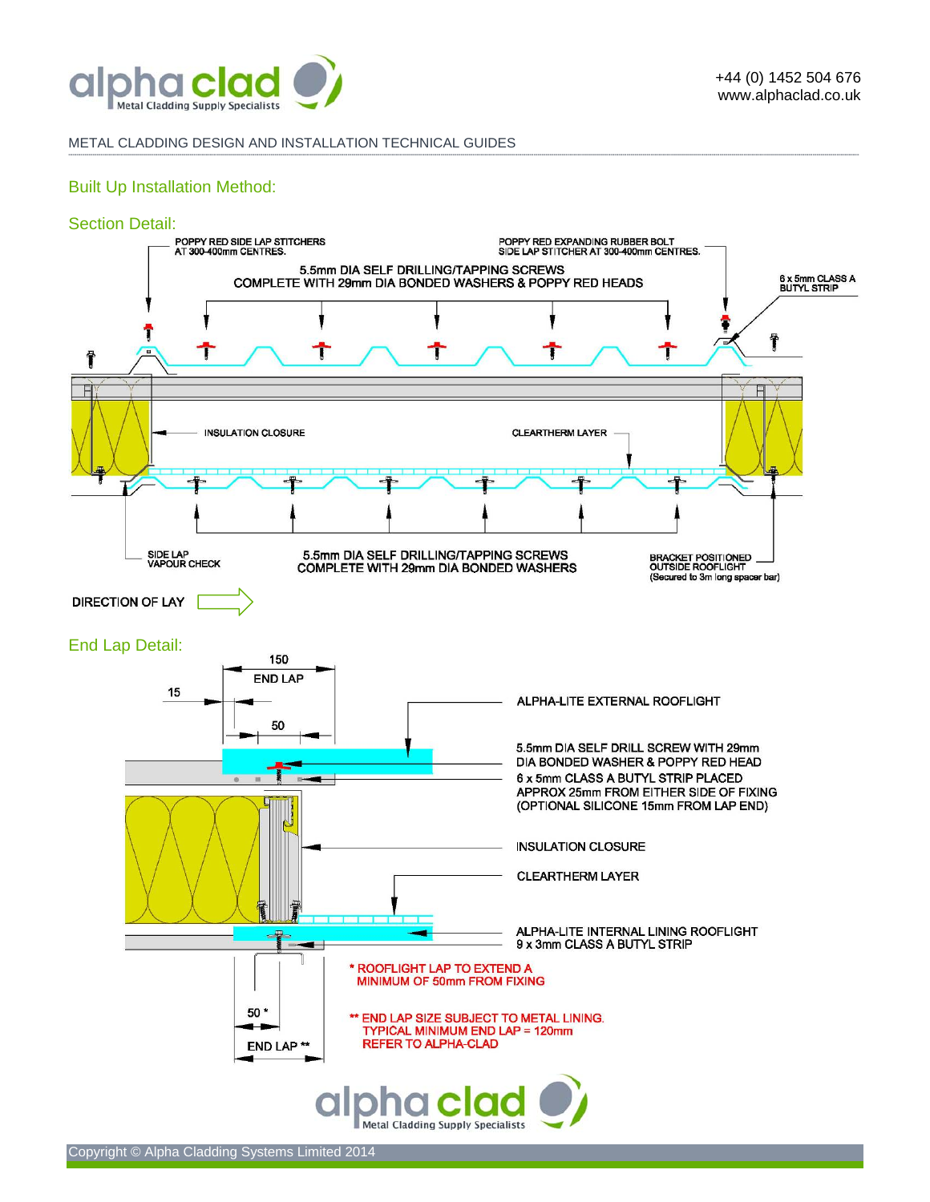METAL CLADDING DESIGN AND INSTALLATION TECHNICAL GUIDES

## Built Up Installation Method:

### Section Detail:

POPPY RED SIDE LAP STITCHERS AT 300-400mm CENTRES.

POPPY RED EXPANDING RUBBER BOLT SIDE LAP STITCHER AT 300-400mm CENTRES.

5.5mm DIA SELF DRILLING/TAPPING SCREWS COMPLETE WITH 29mm DIA BONDED WASHERS & POPPY RED HEADS

6 x 5mm CLASS A BUTYL STRIP

INSULATION CLOSURE

CLEARTHERM LAYER

SIDE LAP VAPOUR CHECK

5.5mm DIA SELF DRILLING/TAPPING SCREWS COMPLETE WITH 29mm DIA BONDED WASHERS

BRACKET POSITIONED OUTSIDE ROOFLIGHT (Secured to 3m long spacer bar)

DIRECTION OF LAY

### End Lap Detail:

150 END LAP

15

50

ALPHA-LITE EXTERNAL ROOFLIGHT

5.5mm DIA SELF DRILL SCREW WITH 29mm DIA BONDED WASHER & POPPY RED HEAD

6 x 5mm CLASS A BUTYL STRIP PLACED APPROX 25mm FROM EITHER SIDE OF FIXING (OPTIONAL SILICONE 15mm FROM LAP END)

INSULATION CLOSURE

CLEARTHERM LAYER

ALPHA-LITE INTERNAL LINING ROOFLIGHT 9 x 3mm CLASS A BUTYL STRIP

50 *

END LAP **

* ROOFLIGHT LAP TO EXTEND A MINIMUM OF 50mm FROM FIXING

** END LAP SIZE SUBJECT TO METAL LINING. TYPICAL MINIMUM END LAP = 120mm REFER TO ALPHA-CLAD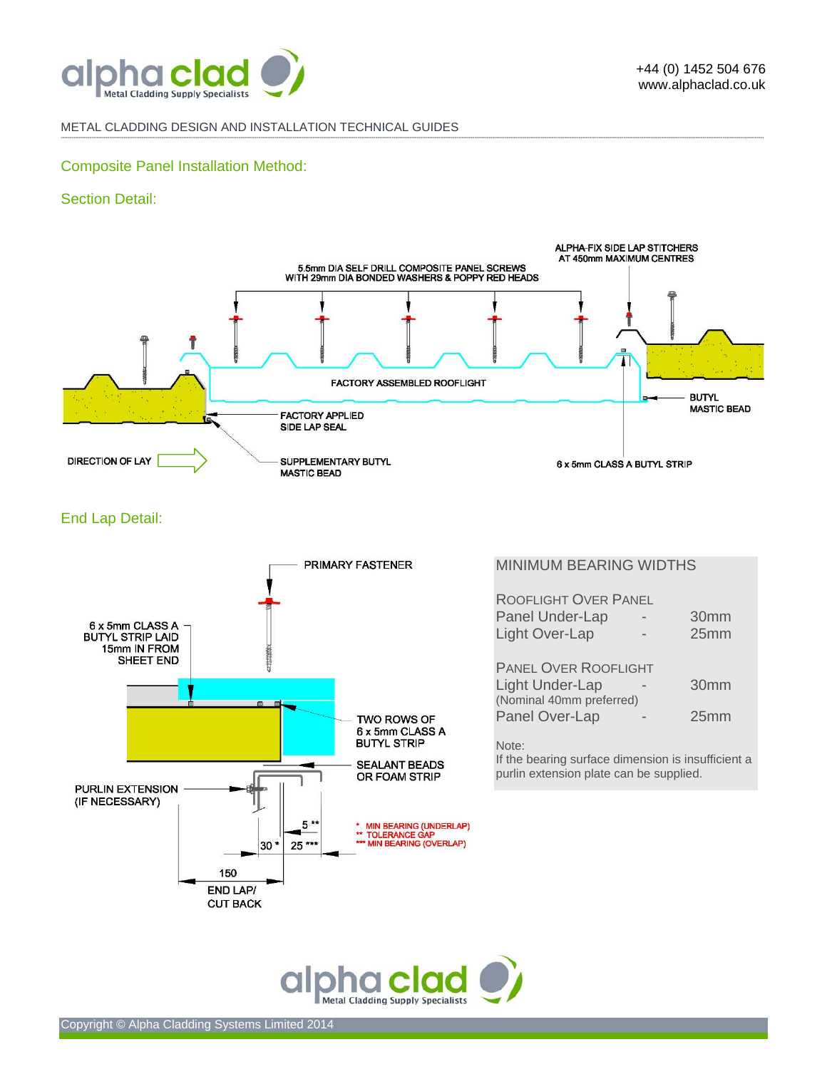METAL CLADDING DESIGN AND INSTALLATION TECHNICAL GUIDES

## Composite Panel Installation Method:

### Section Detail:

5.5mm DIA SELF DRILL COMPOSITE PANEL SCREWS
WITH 29mm DIA BONDED WASHERS & POPPY RED HEADS

ALPHA-FIX SIDE LAP STITCHERS
AT 450mm MAXIMUM CENTRES

FACTORY ASSEMBLED ROOFLIGHT

BUTYL
MASTIC BEAD

FACTORY APPLIED
SIDE LAP SEAL

DIRECTION OF LAY

SUPPLEMENTARY BUTYL
MASTIC BEAD

6 x 5mm CLASS A BUTYL STRIP

### End Lap Detail:

PRIMARY FASTENER

6 x 5mm CLASS A
BUTYL STRIP LAID
15mm IN FROM
SHEET END

TWO ROWS OF
6 x 5mm CLASS A
BUTYL STRIP

SEALANT BEADS
OR FOAM STRIP

PURLIN EXTENSION
(IF NECESSARY)

5 **

30 *

25 ***

150
END LAP/
CUT BACK

\* MIN BEARING (UNDERLAP)
\** TOLERANCE GAP
\*** MIN BEARING (OVERLAP)

MINIMUM BEARING WIDTHS

| | | |
|---|---|---|
| **ROOFLIGHT OVER PANEL** | | |
| Panel Under-Lap | - | 30mm |
| Light Over-Lap | - | 25mm |
| **PANEL OVER ROOFLIGHT** | | |
| Light Under-Lap (Nominal 40mm preferred) | - | 30mm |
| Panel Over-Lap | - | 25mm |

Note:
If the bearing surface dimension is insufficient a purlin extension plate can be supplied.

Copyright © Alpha Cladding Systems Limited 2014